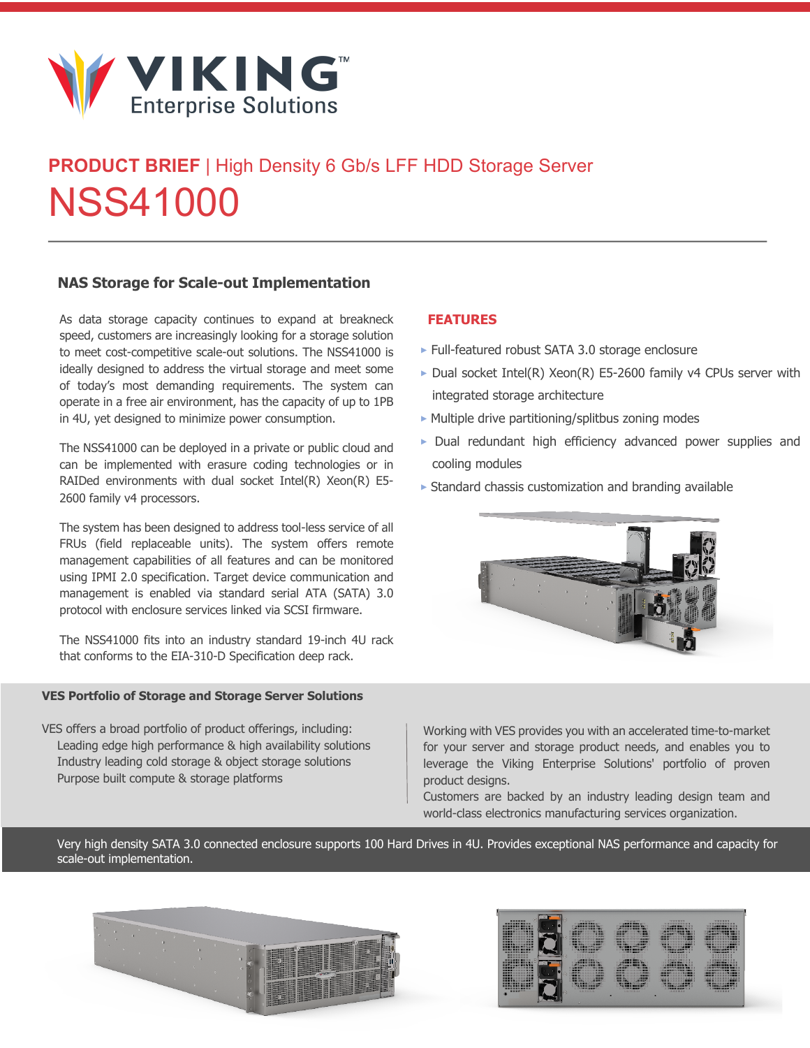VIKING™ Enterprise Solutions

**PRODUCT BRIEF** | High Density 6 Gb/s LFF HDD Storage Server

# NSS41000

## NAS Storage for Scale-out Implementation

As data storage capacity continues to expand at breakneck speed, customers are increasingly looking for a storage solution to meet cost-competitive scale-out solutions. The NSS41000 is ideally designed to address the virtual storage and meet some of today's most demanding requirements. The system can operate in a free air environment, has the capacity of up to 1PB in 4U, yet designed to minimize power consumption.

The NSS41000 can be deployed in a private or public cloud and can be implemented with erasure coding technologies or in RAIDed environments with dual socket Intel(R) Xeon(R) E5-2600 family v4 processors.

The system has been designed to address tool-less service of all FRUs (field replaceable units). The system offers remote management capabilities of all features and can be monitored using IPMI 2.0 specification. Target device communication and management is enabled via standard serial ATA (SATA) 3.0 protocol with enclosure services linked via SCSI firmware.

The NSS41000 fits into an industry standard 19-inch 4U rack that conforms to the EIA-310-D Specification deep rack.

## FEATURES

- Full-featured robust SATA 3.0 storage enclosure
- Dual socket Intel(R) Xeon(R) E5-2600 family v4 CPUs server with integrated storage architecture
- Multiple drive partitioning/splitbus zoning modes
- Dual redundant high efficiency advanced power supplies and cooling modules
- Standard chassis customization and branding available

### VES Portfolio of Storage and Storage Server Solutions

VES offers a broad portfolio of product offerings, including:

- Leading edge high performance & high availability solutions
- Industry leading cold storage & object storage solutions
- Purpose built compute & storage platforms

Working with VES provides you with an accelerated time-to-market for your server and storage product needs, and enables you to leverage the Viking Enterprise Solutions' portfolio of proven product designs.
Customers are backed by an industry leading design team and world-class electronics manufacturing services organization.

Very high density SATA 3.0 connected enclosure supports 100 Hard Drives in 4U. Provides exceptional NAS performance and capacity for scale-out implementation.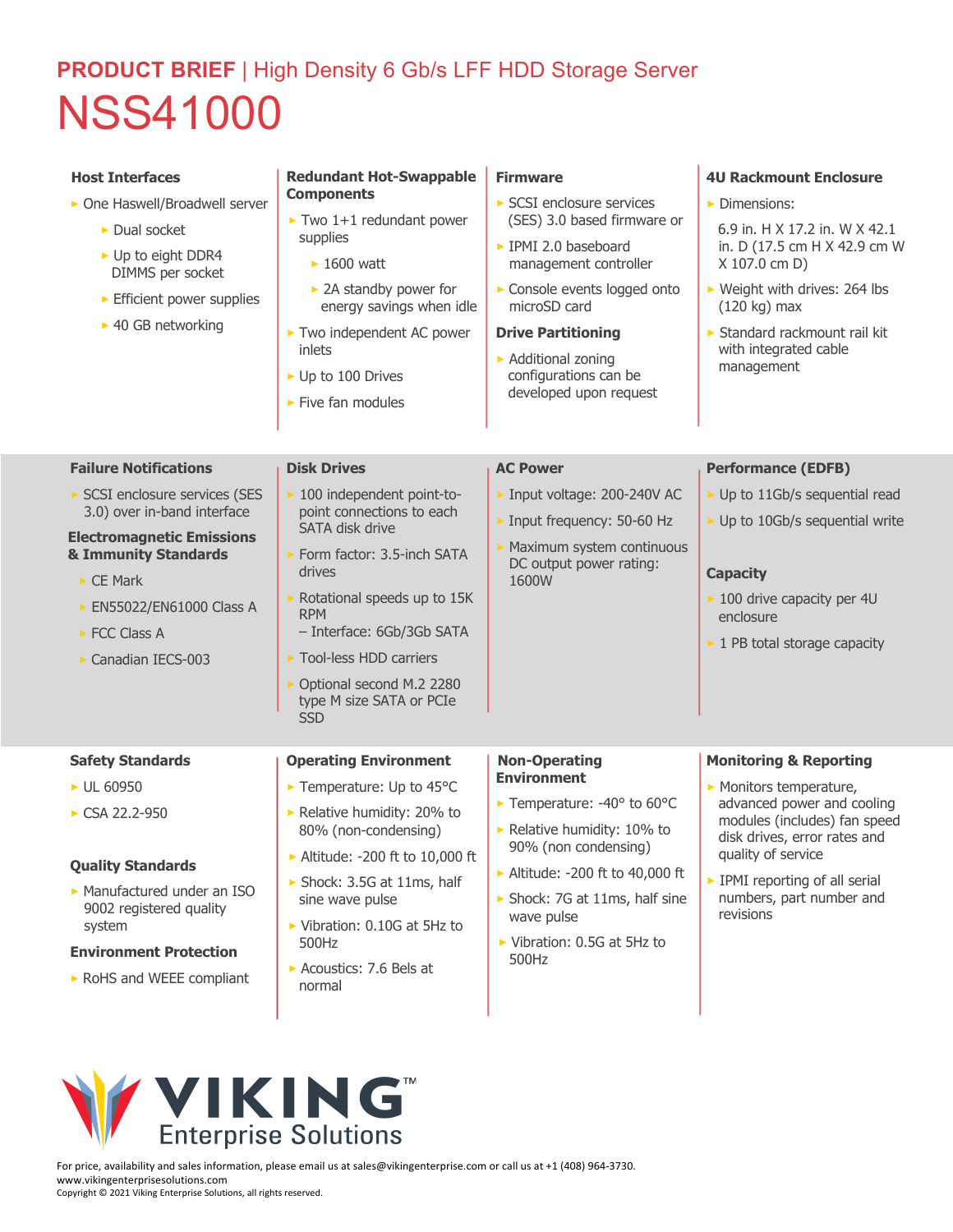**PRODUCT BRIEF** | High Density 6 Gb/s LFF HDD Storage Server

# NSS41000

### Host Interfaces

- One Haswell/Broadwell server
  - Dual socket
  - Up to eight DDR4 DIMMS per socket
  - Efficient power supplies
  - 40 GB networking

### Redundant Hot-Swappable Components

- Two 1+1 redundant power supplies
  - 1600 watt
  - 2A standby power for energy savings when idle
- Two independent AC power inlets
- Up to 100 Drives
- Five fan modules

### Firmware

- SCSI enclosure services (SES) 3.0 based firmware or
- IPMI 2.0 baseboard management controller
- Console events logged onto microSD card

### Drive Partitioning

- Additional zoning configurations can be developed upon request

### 4U Rackmount Enclosure

- Dimensions:

  6.9 in. H X 17.2 in. W X 42.1 in. D (17.5 cm H X 42.9 cm W X 107.0 cm D)
- Weight with drives: 264 lbs (120 kg) max
- Standard rackmount rail kit with integrated cable management

### Failure Notifications

- SCSI enclosure services (SES 3.0) over in-band interface

### Electromagnetic Emissions & Immunity Standards

- CE Mark
- EN55022/EN61000 Class A
- FCC Class A
- Canadian IECS-003

### Disk Drives

- 100 independent point-to-point connections to each SATA disk drive
- Form factor: 3.5-inch SATA drives
- Rotational speeds up to 15K RPM

  – Interface: 6Gb/3Gb SATA
- Tool-less HDD carriers
- Optional second M.2 2280 type M size SATA or PCIe SSD

### AC Power

- Input voltage: 200-240V AC
- Input frequency: 50-60 Hz
- Maximum system continuous DC output power rating: 1600W

### Performance (EDFB)

- Up to 11Gb/s sequential read
- Up to 10Gb/s sequential write

### Capacity

- 100 drive capacity per 4U enclosure
- 1 PB total storage capacity

### Safety Standards

- UL 60950
- CSA 22.2-950

### Quality Standards

- Manufactured under an ISO 9002 registered quality system

### Environment Protection

- RoHS and WEEE compliant

### Operating Environment

- Temperature: Up to 45°C
- Relative humidity: 20% to 80% (non-condensing)
- Altitude: -200 ft to 10,000 ft
- Shock: 3.5G at 11ms, half sine wave pulse
- Vibration: 0.10G at 5Hz to 500Hz
- Acoustics: 7.6 Bels at normal

### Non-Operating Environment

- Temperature: -40° to 60°C
- Relative humidity: 10% to 90% (non condensing)
- Altitude: -200 ft to 40,000 ft
- Shock: 7G at 11ms, half sine wave pulse
- Vibration: 0.5G at 5Hz to 500Hz

### Monitoring & Reporting

- Monitors temperature, advanced power and cooling modules (includes) fan speed disk drives, error rates and quality of service
- IPMI reporting of all serial numbers, part number and revisions

VIKING™ Enterprise Solutions

For price, availability and sales information, please email us at sales@vikingenterprise.com or call us at +1 (408) 964-3730.
www.vikingenterprisesolutions.com
Copyright © 2021 Viking Enterprise Solutions, all rights reserved.